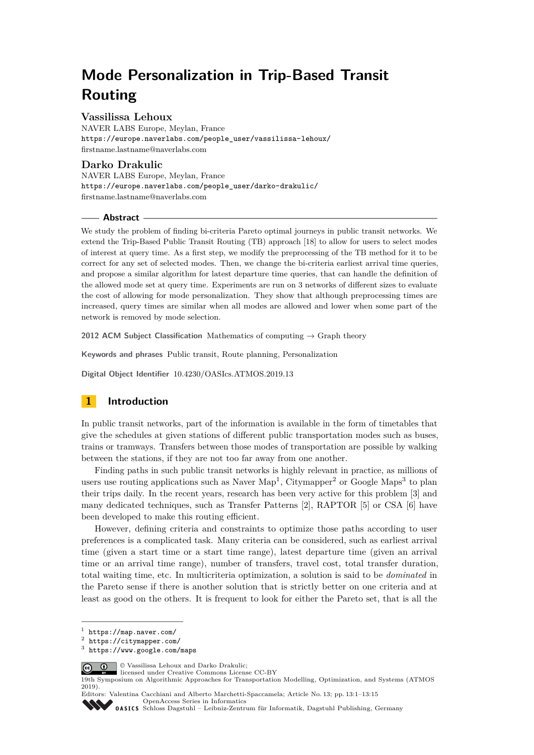# Mode Personalization in Trip-Based Transit Routing

## Vassilissa Lehoux

NAVER LABS Europe, Meylan, France
https://europe.naverlabs.com/people_user/vassilissa-lehoux/
firstname.lastname@naverlabs.com

## Darko Drakulic

NAVER LABS Europe, Meylan, France
https://europe.naverlabs.com/people_user/darko-drakulic/
firstname.lastname@naverlabs.com

### Abstract

We study the problem of finding bi-criteria Pareto optimal journeys in public transit networks. We extend the Trip-Based Public Transit Routing (TB) approach [18] to allow for users to select modes of interest at query time. As a first step, we modify the preprocessing of the TB method for it to be correct for any set of selected modes. Then, we change the bi-criteria earliest arrival time queries, and propose a similar algorithm for latest departure time queries, that can handle the definition of the allowed mode set at query time. Experiments are run on 3 networks of different sizes to evaluate the cost of allowing for mode personalization. They show that although preprocessing times are increased, query times are similar when all modes are allowed and lower when some part of the network is removed by mode selection.

**2012 ACM Subject Classification** Mathematics of computing → Graph theory

**Keywords and phrases** Public transit, Route planning, Personalization

**Digital Object Identifier** 10.4230/OASIcs.ATMOS.2019.13

## 1 Introduction

In public transit networks, part of the information is available in the form of timetables that give the schedules at given stations of different public transportation modes such as buses, trains or tramways. Transfers between those modes of transportation are possible by walking between the stations, if they are not too far away from one another.

Finding paths in such public transit networks is highly relevant in practice, as millions of users use routing applications such as Naver Map[1], Citymapper[2] or Google Maps[3] to plan their trips daily. In the recent years, research has been very active for this problem [3] and many dedicated techniques, such as Transfer Patterns [2], RAPTOR [5] or CSA [6] have been developed to make this routing efficient.

However, defining criteria and constraints to optimize those paths according to user preferences is a complicated task. Many criteria can be considered, such as earliest arrival time (given a start time or a start time range), latest departure time (given an arrival time or an arrival time range), number of transfers, travel cost, total transfer duration, total waiting time, etc. In multicriteria optimization, a solution is said to be *dominated* in the Pareto sense if there is another solution that is strictly better on one criteria and at least as good on the others. It is frequent to look for either the Pareto set, that is all the

[1] https://map.naver.com/
[2] https://citymapper.com/
[3] https://www.google.com/maps

© Vassilissa Lehoux and Darko Drakulic;
licensed under Creative Commons License CC-BY
19th Symposium on Algorithmic Approaches for Transportation Modelling, Optimization, and Systems (ATMOS 2019).
Editors: Valentina Cacchiani and Alberto Marchetti-Spaccamela; Article No. 13; pp. 13:1–13:15
OpenAccess Series in Informatics
Schloss Dagstuhl – Leibniz-Zentrum für Informatik, Dagstuhl Publishing, Germany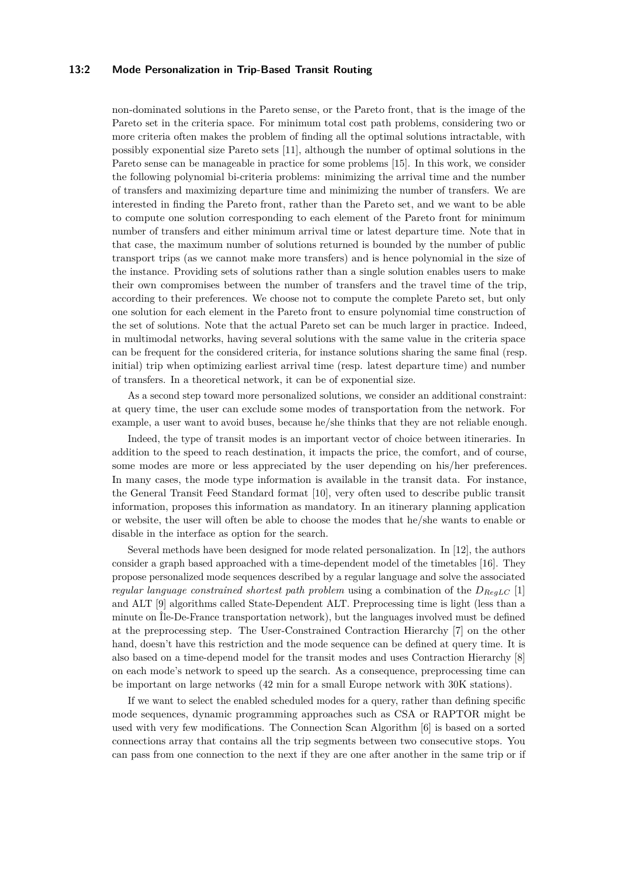non-dominated solutions in the Pareto sense, or the Pareto front, that is the image of the Pareto set in the criteria space. For minimum total cost path problems, considering two or more criteria often makes the problem of finding all the optimal solutions intractable, with possibly exponential size Pareto sets [11], although the number of optimal solutions in the Pareto sense can be manageable in practice for some problems [15]. In this work, we consider the following polynomial bi-criteria problems: minimizing the arrival time and the number of transfers and maximizing departure time and minimizing the number of transfers. We are interested in finding the Pareto front, rather than the Pareto set, and we want to be able to compute one solution corresponding to each element of the Pareto front for minimum number of transfers and either minimum arrival time or latest departure time. Note that in that case, the maximum number of solutions returned is bounded by the number of public transport trips (as we cannot make more transfers) and is hence polynomial in the size of the instance. Providing sets of solutions rather than a single solution enables users to make their own compromises between the number of transfers and the travel time of the trip, according to their preferences. We choose not to compute the complete Pareto set, but only one solution for each element in the Pareto front to ensure polynomial time construction of the set of solutions. Note that the actual Pareto set can be much larger in practice. Indeed, in multimodal networks, having several solutions with the same value in the criteria space can be frequent for the considered criteria, for instance solutions sharing the same final (resp. initial) trip when optimizing earliest arrival time (resp. latest departure time) and number of transfers. In a theoretical network, it can be of exponential size.

As a second step toward more personalized solutions, we consider an additional constraint: at query time, the user can exclude some modes of transportation from the network. For example, a user want to avoid buses, because he/she thinks that they are not reliable enough.

Indeed, the type of transit modes is an important vector of choice between itineraries. In addition to the speed to reach destination, it impacts the price, the comfort, and of course, some modes are more or less appreciated by the user depending on his/her preferences. In many cases, the mode type information is available in the transit data. For instance, the General Transit Feed Standard format [10], very often used to describe public transit information, proposes this information as mandatory. In an itinerary planning application or website, the user will often be able to choose the modes that he/she wants to enable or disable in the interface as option for the search.

Several methods have been designed for mode related personalization. In [12], the authors consider a graph based approached with a time-dependent model of the timetables [16]. They propose personalized mode sequences described by a regular language and solve the associated *regular language constrained shortest path problem* using a combination of the $D_{RegLC}$ [1] and ALT [9] algorithms called State-Dependent ALT. Preprocessing time is light (less than a minute on Île-De-France transportation network), but the languages involved must be defined at the preprocessing step. The User-Constrained Contraction Hierarchy [7] on the other hand, doesn't have this restriction and the mode sequence can be defined at query time. It is also based on a time-depend model for the transit modes and uses Contraction Hierarchy [8] on each mode's network to speed up the search. As a consequence, preprocessing time can be important on large networks (42 min for a small Europe network with 30K stations).

If we want to select the enabled scheduled modes for a query, rather than defining specific mode sequences, dynamic programming approaches such as CSA or RAPTOR might be used with very few modifications. The Connection Scan Algorithm [6] is based on a sorted connections array that contains all the trip segments between two consecutive stops. You can pass from one connection to the next if they are one after another in the same trip or if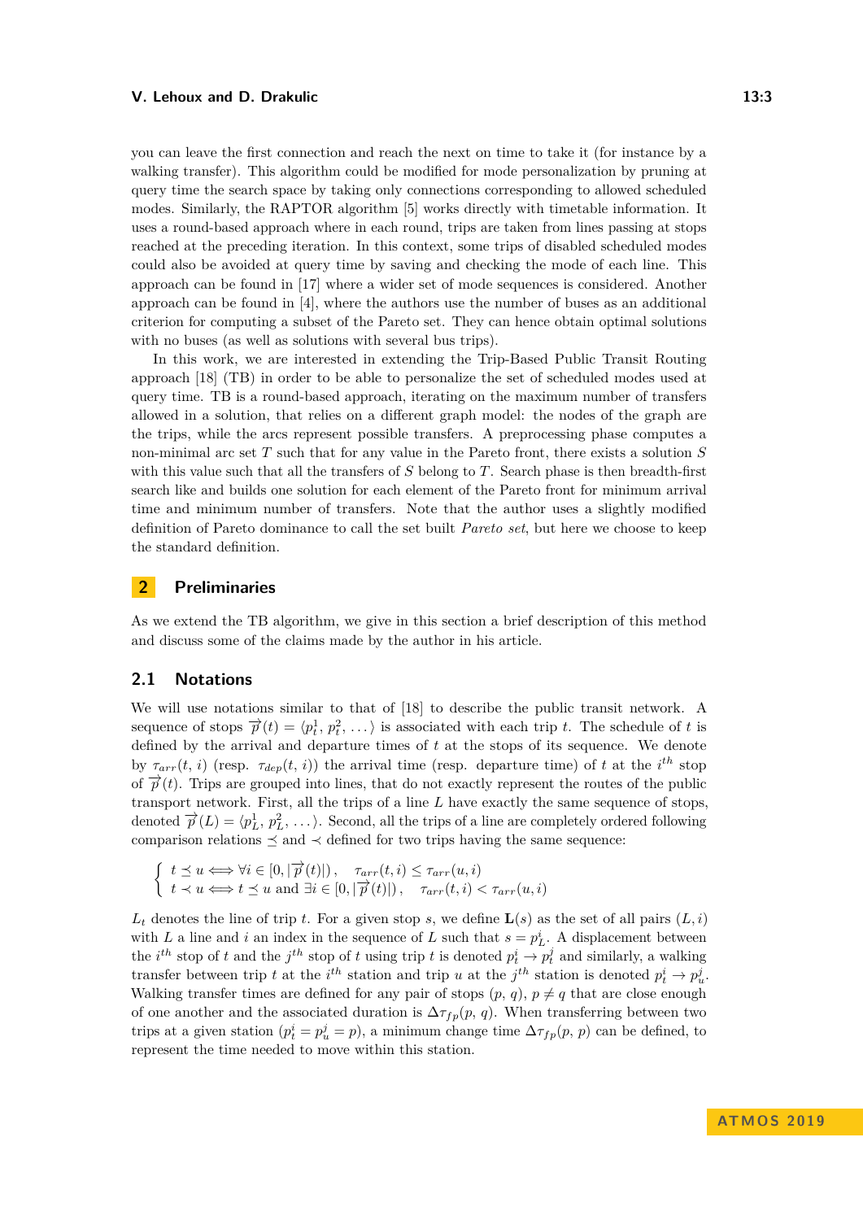you can leave the first connection and reach the next on time to take it (for instance by a walking transfer). This algorithm could be modified for mode personalization by pruning at query time the search space by taking only connections corresponding to allowed scheduled modes. Similarly, the RAPTOR algorithm [5] works directly with timetable information. It uses a round-based approach where in each round, trips are taken from lines passing at stops reached at the preceding iteration. In this context, some trips of disabled scheduled modes could also be avoided at query time by saving and checking the mode of each line. This approach can be found in [17] where a wider set of mode sequences is considered. Another approach can be found in [4], where the authors use the number of buses as an additional criterion for computing a subset of the Pareto set. They can hence obtain optimal solutions with no buses (as well as solutions with several bus trips).

In this work, we are interested in extending the Trip-Based Public Transit Routing approach [18] (TB) in order to be able to personalize the set of scheduled modes used at query time. TB is a round-based approach, iterating on the maximum number of transfers allowed in a solution, that relies on a different graph model: the nodes of the graph are the trips, while the arcs represent possible transfers. A preprocessing phase computes a non-minimal arc set $T$ such that for any value in the Pareto front, there exists a solution $S$ with this value such that all the transfers of $S$ belong to $T$. Search phase is then breadth-first search like and builds one solution for each element of the Pareto front for minimum arrival time and minimum number of transfers. Note that the author uses a slightly modified definition of Pareto dominance to call the set built *Pareto set*, but here we choose to keep the standard definition.

## 2 Preliminaries

As we extend the TB algorithm, we give in this section a brief description of this method and discuss some of the claims made by the author in his article.

### 2.1 Notations

We will use notations similar to that of [18] to describe the public transit network. A sequence of stops $\overrightarrow{p}(t) = \langle p_t^1, p_t^2, \ldots \rangle$ is associated with each trip $t$. The schedule of $t$ is defined by the arrival and departure times of $t$ at the stops of its sequence. We denote by $\tau_{arr}(t, i)$ (resp. $\tau_{dep}(t, i)$) the arrival time (resp. departure time) of $t$ at the $i^{th}$ stop of $\overrightarrow{p}(t)$. Trips are grouped into lines, that do not exactly represent the routes of the public transport network. First, all the trips of a line $L$ have exactly the same sequence of stops, denoted $\overrightarrow{p}(L) = \langle p_L^1, p_L^2, \ldots \rangle$. Second, all the trips of a line are completely ordered following comparison relations $\preceq$ and $\prec$ defined for two trips having the same sequence:

$$
\begin{cases} t \preceq u \iff \forall i \in [0, |\overrightarrow{p}(t)|), \quad \tau_{arr}(t, i) \leq \tau_{arr}(u, i) \\ t \prec u \iff t \preceq u \text{ and } \exists i \in [0, |\overrightarrow{p}(t)|), \quad \tau_{arr}(t, i) < \tau_{arr}(u, i) \end{cases}
$$

$L_t$ denotes the line of trip $t$. For a given stop $s$, we define $\mathbf{L}(s)$ as the set of all pairs $(L, i)$ with $L$ a line and $i$ an index in the sequence of $L$ such that $s = p_L^i$. A displacement between the $i^{th}$ stop of $t$ and the $j^{th}$ stop of $t$ using trip $t$ is denoted $p_t^i \to p_t^j$ and similarly, a walking transfer between trip $t$ at the $i^{th}$ station and trip $u$ at the $j^{th}$ station is denoted $p_t^i \to p_u^j$. Walking transfer times are defined for any pair of stops $(p, q)$, $p \neq q$ that are close enough of one another and the associated duration is $\Delta\tau_{fp}(p, q)$. When transferring between two trips at a given station ($p_t^i = p_u^j = p$), a minimum change time $\Delta\tau_{fp}(p, p)$ can be defined, to represent the time needed to move within this station.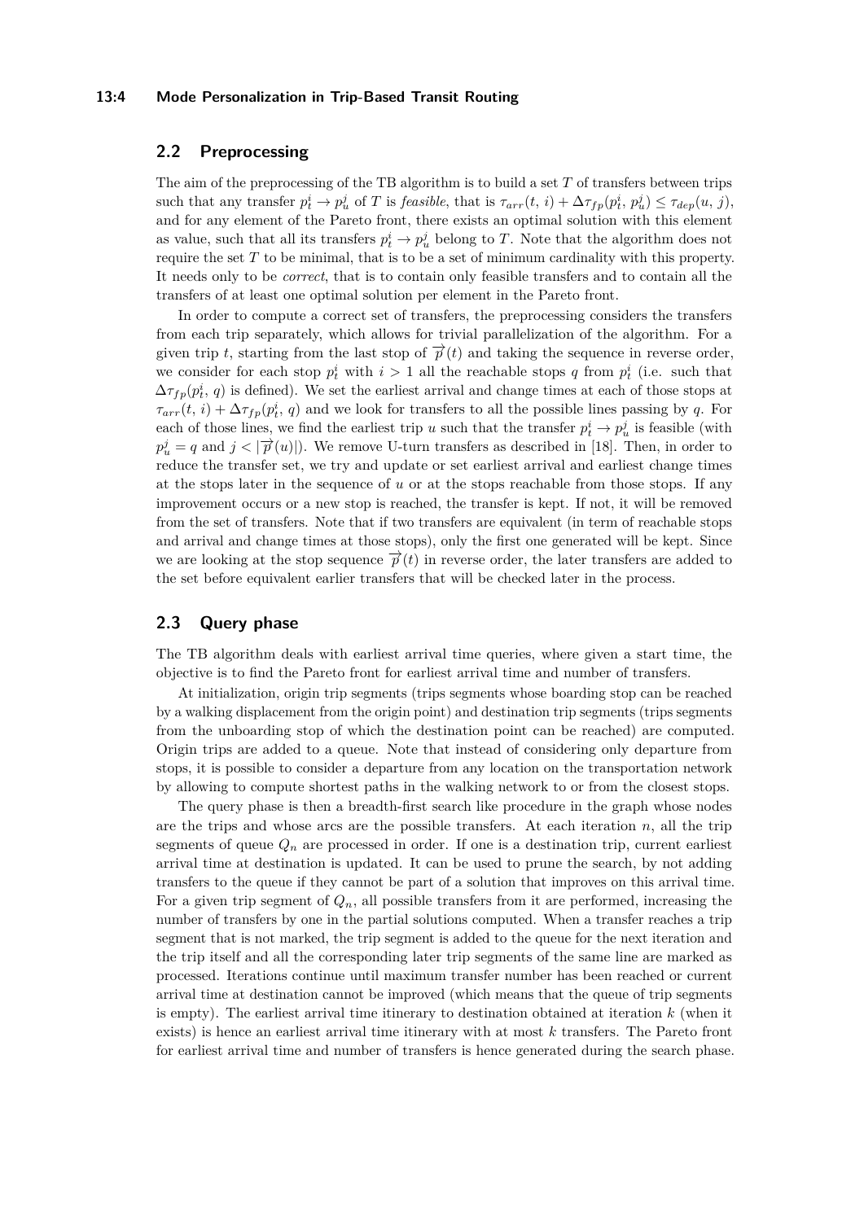## 2.2 Preprocessing

The aim of the preprocessing of the TB algorithm is to build a set $T$ of transfers between trips such that any transfer $p_t^i \rightarrow p_u^j$ of $T$ is *feasible*, that is $\tau_{arr}(t,\, i) + \Delta\tau_{fp}(p_t^i,\, p_u^j) \leq \tau_{dep}(u,\, j)$, and for any element of the Pareto front, there exists an optimal solution with this element as value, such that all its transfers $p_t^i \rightarrow p_u^j$ belong to $T$. Note that the algorithm does not require the set $T$ to be minimal, that is to be a set of minimum cardinality with this property. It needs only to be *correct*, that is to contain only feasible transfers and to contain all the transfers of at least one optimal solution per element in the Pareto front.

In order to compute a correct set of transfers, the preprocessing considers the transfers from each trip separately, which allows for trivial parallelization of the algorithm. For a given trip $t$, starting from the last stop of $\overrightarrow{p}(t)$ and taking the sequence in reverse order, we consider for each stop $p_t^i$ with $i > 1$ all the reachable stops $q$ from $p_t^i$ (i.e. such that $\Delta\tau_{fp}(p_t^i,\, q)$ is defined). We set the earliest arrival and change times at each of those stops at $\tau_{arr}(t,\, i) + \Delta\tau_{fp}(p_t^i,\, q)$ and we look for transfers to all the possible lines passing by $q$. For each of those lines, we find the earliest trip $u$ such that the transfer $p_t^i \rightarrow p_u^j$ is feasible (with $p_u^j = q$ and $j < |\overrightarrow{p}(u)|$). We remove U-turn transfers as described in [18]. Then, in order to reduce the transfer set, we try and update or set earliest arrival and earliest change times at the stops later in the sequence of $u$ or at the stops reachable from those stops. If any improvement occurs or a new stop is reached, the transfer is kept. If not, it will be removed from the set of transfers. Note that if two transfers are equivalent (in term of reachable stops and arrival and change times at those stops), only the first one generated will be kept. Since we are looking at the stop sequence $\overrightarrow{p}(t)$ in reverse order, the later transfers are added to the set before equivalent earlier transfers that will be checked later in the process.

## 2.3 Query phase

The TB algorithm deals with earliest arrival time queries, where given a start time, the objective is to find the Pareto front for earliest arrival time and number of transfers.

At initialization, origin trip segments (trips segments whose boarding stop can be reached by a walking displacement from the origin point) and destination trip segments (trips segments from the unboarding stop of which the destination point can be reached) are computed. Origin trips are added to a queue. Note that instead of considering only departure from stops, it is possible to consider a departure from any location on the transportation network by allowing to compute shortest paths in the walking network to or from the closest stops.

The query phase is then a breadth-first search like procedure in the graph whose nodes are the trips and whose arcs are the possible transfers. At each iteration $n$, all the trip segments of queue $Q_n$ are processed in order. If one is a destination trip, current earliest arrival time at destination is updated. It can be used to prune the search, by not adding transfers to the queue if they cannot be part of a solution that improves on this arrival time. For a given trip segment of $Q_n$, all possible transfers from it are performed, increasing the number of transfers by one in the partial solutions computed. When a transfer reaches a trip segment that is not marked, the trip segment is added to the queue for the next iteration and the trip itself and all the corresponding later trip segments of the same line are marked as processed. Iterations continue until maximum transfer number has been reached or current arrival time at destination cannot be improved (which means that the queue of trip segments is empty). The earliest arrival time itinerary to destination obtained at iteration $k$ (when it exists) is hence an earliest arrival time itinerary with at most $k$ transfers. The Pareto front for earliest arrival time and number of transfers is hence generated during the search phase.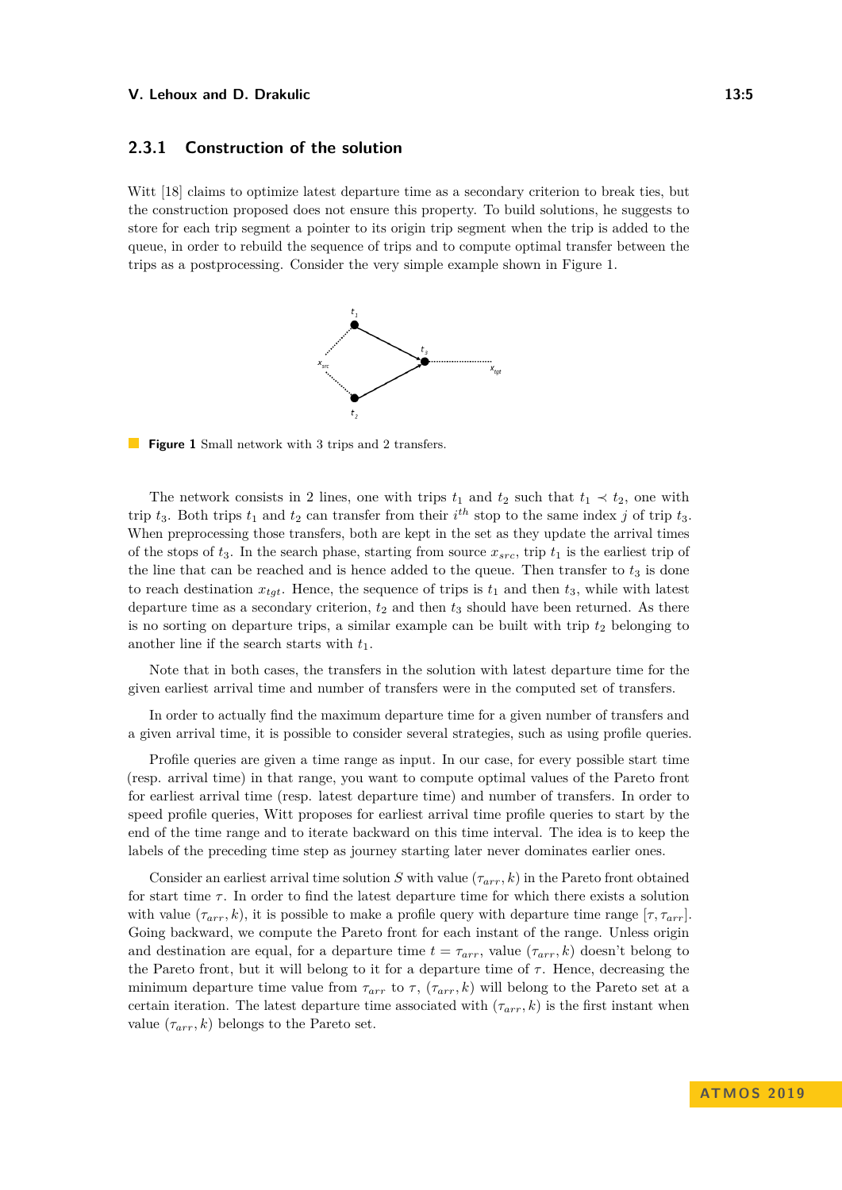### 2.3.1 Construction of the solution

Witt [18] claims to optimize latest departure time as a secondary criterion to break ties, but the construction proposed does not ensure this property. To build solutions, he suggests to store for each trip segment a pointer to its origin trip segment when the trip is added to the queue, in order to rebuild the sequence of trips and to compute optimal transfer between the trips as a postprocessing. Consider the very simple example shown in Figure 1.

**Figure 1** Small network with 3 trips and 2 transfers.

The network consists in 2 lines, one with trips $t_1$ and $t_2$ such that $t_1 \prec t_2$, one with trip $t_3$. Both trips $t_1$ and $t_2$ can transfer from their $i^{th}$ stop to the same index $j$ of trip $t_3$. When preprocessing those transfers, both are kept in the set as they update the arrival times of the stops of $t_3$. In the search phase, starting from source $x_{src}$, trip $t_1$ is the earliest trip of the line that can be reached and is hence added to the queue. Then transfer to $t_3$ is done to reach destination $x_{tgt}$. Hence, the sequence of trips is $t_1$ and then $t_3$, while with latest departure time as a secondary criterion, $t_2$ and then $t_3$ should have been returned. As there is no sorting on departure trips, a similar example can be built with trip $t_2$ belonging to another line if the search starts with $t_1$.

Note that in both cases, the transfers in the solution with latest departure time for the given earliest arrival time and number of transfers were in the computed set of transfers.

In order to actually find the maximum departure time for a given number of transfers and a given arrival time, it is possible to consider several strategies, such as using profile queries.

Profile queries are given a time range as input. In our case, for every possible start time (resp. arrival time) in that range, you want to compute optimal values of the Pareto front for earliest arrival time (resp. latest departure time) and number of transfers. In order to speed profile queries, Witt proposes for earliest arrival time profile queries to start by the end of the time range and to iterate backward on this time interval. The idea is to keep the labels of the preceding time step as journey starting later never dominates earlier ones.

Consider an earliest arrival time solution $S$ with value $(\tau_{arr}, k)$ in the Pareto front obtained for start time $\tau$. In order to find the latest departure time for which there exists a solution with value $(\tau_{arr}, k)$, it is possible to make a profile query with departure time range $[\tau, \tau_{arr}]$. Going backward, we compute the Pareto front for each instant of the range. Unless origin and destination are equal, for a departure time $t = \tau_{arr}$, value $(\tau_{arr}, k)$ doesn't belong to the Pareto front, but it will belong to it for a departure time of $\tau$. Hence, decreasing the minimum departure time value from $\tau_{arr}$ to $\tau$, $(\tau_{arr}, k)$ will belong to the Pareto set at a certain iteration. The latest departure time associated with $(\tau_{arr}, k)$ is the first instant when value $(\tau_{arr}, k)$ belongs to the Pareto set.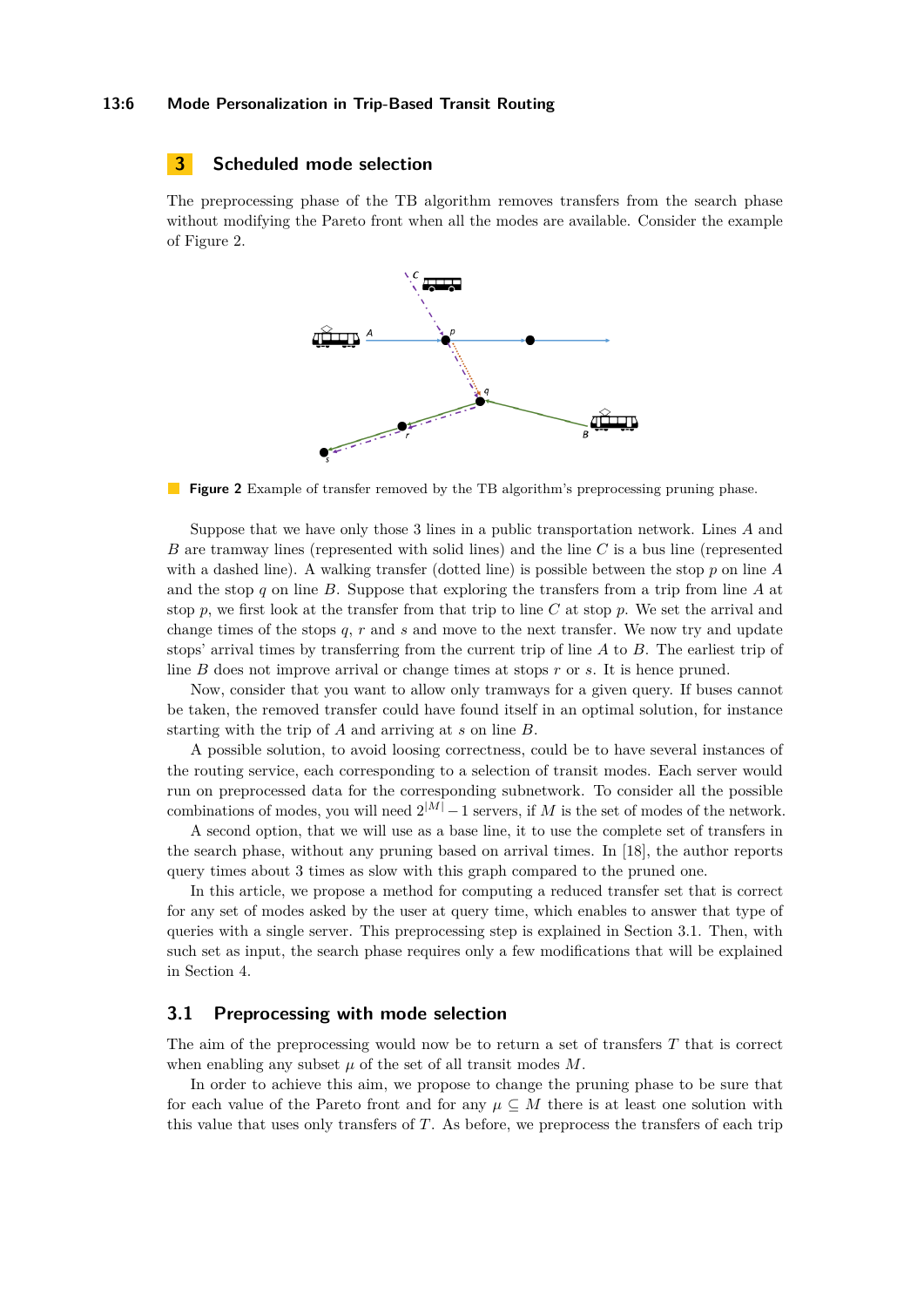## 3 Scheduled mode selection

The preprocessing phase of the TB algorithm removes transfers from the search phase without modifying the Pareto front when all the modes are available. Consider the example of Figure 2.

**Figure 2** Example of transfer removed by the TB algorithm's preprocessing pruning phase.

Suppose that we have only those 3 lines in a public transportation network. Lines $A$ and $B$ are tramway lines (represented with solid lines) and the line $C$ is a bus line (represented with a dashed line). A walking transfer (dotted line) is possible between the stop $p$ on line $A$ and the stop $q$ on line $B$. Suppose that exploring the transfers from a trip from line $A$ at stop $p$, we first look at the transfer from that trip to line $C$ at stop $p$. We set the arrival and change times of the stops $q$, $r$ and $s$ and move to the next transfer. We now try and update stops' arrival times by transferring from the current trip of line $A$ to $B$. The earliest trip of line $B$ does not improve arrival or change times at stops $r$ or $s$. It is hence pruned.

Now, consider that you want to allow only tramways for a given query. If buses cannot be taken, the removed transfer could have found itself in an optimal solution, for instance starting with the trip of $A$ and arriving at $s$ on line $B$.

A possible solution, to avoid loosing correctness, could be to have several instances of the routing service, each corresponding to a selection of transit modes. Each server would run on preprocessed data for the corresponding subnetwork. To consider all the possible combinations of modes, you will need $2^{|M|} - 1$ servers, if $M$ is the set of modes of the network.

A second option, that we will use as a base line, it to use the complete set of transfers in the search phase, without any pruning based on arrival times. In [18], the author reports query times about 3 times as slow with this graph compared to the pruned one.

In this article, we propose a method for computing a reduced transfer set that is correct for any set of modes asked by the user at query time, which enables to answer that type of queries with a single server. This preprocessing step is explained in Section 3.1. Then, with such set as input, the search phase requires only a few modifications that will be explained in Section 4.

### 3.1 Preprocessing with mode selection

The aim of the preprocessing would now be to return a set of transfers $T$ that is correct when enabling any subset $\mu$ of the set of all transit modes $M$.

In order to achieve this aim, we propose to change the pruning phase to be sure that for each value of the Pareto front and for any $\mu \subseteq M$ there is at least one solution with this value that uses only transfers of $T$. As before, we preprocess the transfers of each trip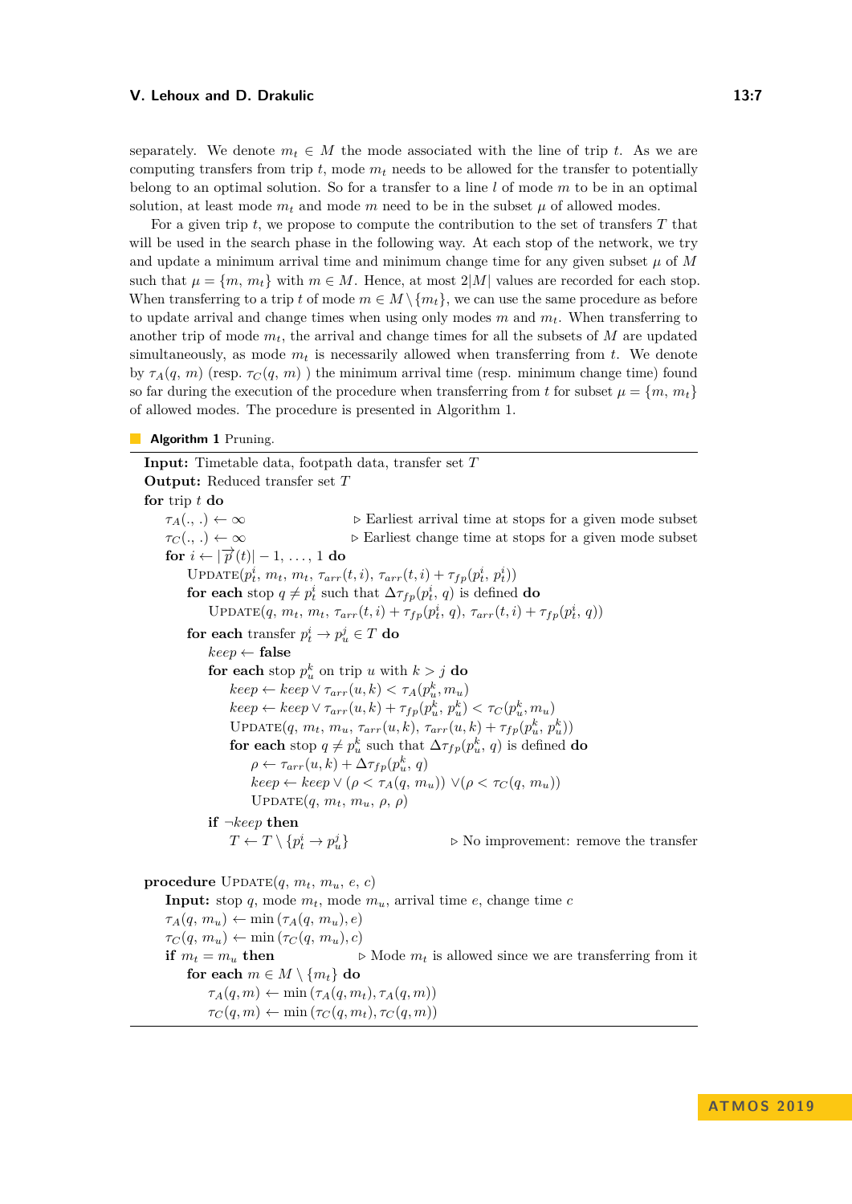separately. We denote $m_t \in M$ the mode associated with the line of trip $t$. As we are computing transfers from trip $t$, mode $m_t$ needs to be allowed for the transfer to potentially belong to an optimal solution. So for a transfer to a line $l$ of mode $m$ to be in an optimal solution, at least mode $m_t$ and mode $m$ need to be in the subset $\mu$ of allowed modes.

For a given trip $t$, we propose to compute the contribution to the set of transfers $T$ that will be used in the search phase in the following way. At each stop of the network, we try and update a minimum arrival time and minimum change time for any given subset $\mu$ of $M$ such that $\mu = \{m, m_t\}$ with $m \in M$. Hence, at most $2|M|$ values are recorded for each stop. When transferring to a trip $t$ of mode $m \in M \setminus \{m_t\}$, we can use the same procedure as before to update arrival and change times when using only modes $m$ and $m_t$. When transferring to another trip of mode $m_t$, the arrival and change times for all the subsets of $M$ are updated simultaneously, as mode $m_t$ is necessarily allowed when transferring from $t$. We denote by $\tau_A(q, m)$ (resp. $\tau_C(q, m)$ ) the minimum arrival time (resp. minimum change time) found so far during the execution of the procedure when transferring from $t$ for subset $\mu = \{m, m_t\}$ of allowed modes. The procedure is presented in Algorithm 1.

**Algorithm 1** Pruning.

```
Input: Timetable data, footpath data, transfer set T
Output: Reduced transfer set T
for trip t do
    τ_A(., .) ← ∞                         ▷ Earliest arrival time at stops for a given mode subset
    τ_C(., .) ← ∞                         ▷ Earliest change time at stops for a given mode subset
    for i ← |p⃗(t)| − 1, ..., 1 do
        UPDATE(p_t^i, m_t, m_t, τ_arr(t, i), τ_arr(t, i) + τ_fp(p_t^i, p_t^i))
        for each stop q ≠ p_t^i such that Δτ_fp(p_t^i, q) is defined do
            UPDATE(q, m_t, m_t, τ_arr(t, i) + τ_fp(p_t^i, q), τ_arr(t, i) + τ_fp(p_t^i, q))
        for each transfer p_t^i → p_u^j ∈ T do
            keep ← false
            for each stop p_u^k on trip u with k > j do
                keep ← keep ∨ τ_arr(u, k) < τ_A(p_u^k, m_u)
                keep ← keep ∨ τ_arr(u, k) + τ_fp(p_u^k, p_u^k) < τ_C(p_u^k, m_u)
                UPDATE(q, m_t, m_u, τ_arr(u, k), τ_arr(u, k) + τ_fp(p_u^k, p_u^k))
                for each stop q ≠ p_u^k such that Δτ_fp(p_u^k, q) is defined do
                    ρ ← τ_arr(u, k) + Δτ_fp(p_u^k, q)
                    keep ← keep ∨ (ρ < τ_A(q, m_u)) ∨(ρ < τ_C(q, m_u))
                    UPDATE(q, m_t, m_u, ρ, ρ)
            if ¬keep then
                T ← T \ {p_t^i → p_u^j}                ▷ No improvement: remove the transfer

procedure UPDATE(q, m_t, m_u, e, c)
    Input: stop q, mode m_t, mode m_u, arrival time e, change time c
    τ_A(q, m_u) ← min (τ_A(q, m_u), e)
    τ_C(q, m_u) ← min (τ_C(q, m_u), c)
    if m_t = m_u then                     ▷ Mode m_t is allowed since we are transferring from it
        for each m ∈ M \ {m_t} do
            τ_A(q, m) ← min (τ_A(q, m_t), τ_A(q, m))
            τ_C(q, m) ← min (τ_C(q, m_t), τ_C(q, m))
```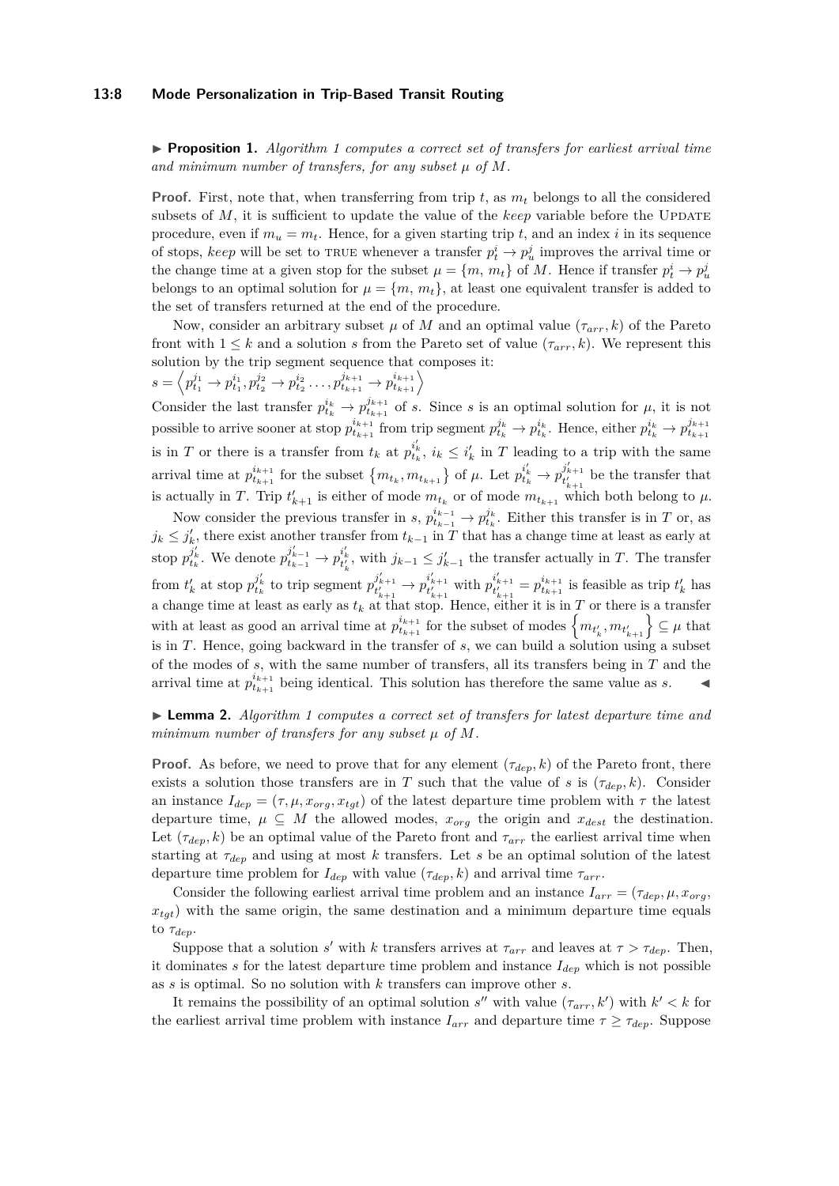▶ **Proposition 1.** *Algorithm 1 computes a correct set of transfers for earliest arrival time and minimum number of transfers, for any subset $\mu$ of $M$.*

**Proof.** First, note that, when transferring from trip $t$, as $m_t$ belongs to all the considered subsets of $M$, it is sufficient to update the value of the *keep* variable before the UPDATE procedure, even if $m_u = m_t$. Hence, for a given starting trip $t$, and an index $i$ in its sequence of stops, *keep* will be set to TRUE whenever a transfer $p_t^i \to p_u^j$ improves the arrival time or the change time at a given stop for the subset $\mu = \{m, m_t\}$ of $M$. Hence if transfer $p_t^i \to p_u^j$ belongs to an optimal solution for $\mu = \{m, m_t\}$, at least one equivalent transfer is added to the set of transfers returned at the end of the procedure.

Now, consider an arbitrary subset $\mu$ of $M$ and an optimal value $(\tau_{arr}, k)$ of the Pareto front with $1 \leq k$ and a solution $s$ from the Pareto set of value $(\tau_{arr}, k)$. We represent this solution by the trip segment sequence that composes it:
$s = \left\langle p_{t_1}^{j_1} \to p_{t_1}^{i_1}, p_{t_2}^{j_2} \to p_{t_2}^{i_2} \ldots, p_{t_{k+1}}^{j_{k+1}} \to p_{t_{k+1}}^{i_{k+1}} \right\rangle$
Consider the last transfer $p_{t_k}^{i_k} \to p_{t_{k+1}}^{j_{k+1}}$ of $s$. Since $s$ is an optimal solution for $\mu$, it is not possible to arrive sooner at stop $p_{t_{k+1}}^{i_{k+1}}$ from trip segment $p_{t_k}^{j_k} \to p_{t_k}^{i_k}$. Hence, either $p_{t_k}^{i_k} \to p_{t_{k+1}}^{j_{k+1}}$ is in $T$ or there is a transfer from $t_k$ at $p_{t_k}^{i'_k}$, $i_k \leq i'_k$ in $T$ leading to a trip with the same arrival time at $p_{t_{k+1}}^{i_{k+1}}$ for the subset $\{m_{t_k}, m_{t_{k+1}}\}$ of $\mu$. Let $p_{t_k}^{i'_k} \to p_{t'_{k+1}}^{j'_{k+1}}$ be the transfer that is actually in $T$. Trip $t'_{k+1}$ is either of mode $m_{t_k}$ or of mode $m_{t_{k+1}}$ which both belong to $\mu$.

Now consider the previous transfer in $s$, $p_{t_{k-1}}^{i_{k-1}} \to p_{t_k}^{j_k}$. Either this transfer is in $T$ or, as $j_k \leq j'_k$, there exist another transfer from $t_{k-1}$ in $T$ that has a change time at least as early at stop $p_{t_k}^{j'_k}$. We denote $p_{t_{k-1}}^{j'_{k-1}} \to p_{t'_k}^{i'_k}$, with $j_{k-1} \leq j'_{k-1}$ the transfer actually in $T$. The transfer from $t'_k$ at stop $p_{t_k}^{j'_k}$ to trip segment $p_{t'_{k+1}}^{j'_{k+1}} \to p_{t'_{k+1}}^{i'_{k+1}}$ with $p_{t'_{k+1}}^{i'_{k+1}} = p_{t_{k+1}}^{i_{k+1}}$ is feasible as trip $t'_k$ has a change time at least as early as $t_k$ at that stop. Hence, either it is in $T$ or there is a transfer with at least as good an arrival time at $p_{t_{k+1}}^{i_{k+1}}$ for the subset of modes $\left\{m_{t'_k}, m_{t'_{k+1}}\right\} \subseteq \mu$ that is in $T$. Hence, going backward in the transfer of $s$, we can build a solution using a subset of the modes of $s$, with the same number of transfers, all its transfers being in $T$ and the arrival time at $p_{t_{k+1}}^{i_{k+1}}$ being identical. This solution has therefore the same value as $s$. ◀

▶ **Lemma 2.** *Algorithm 1 computes a correct set of transfers for latest departure time and minimum number of transfers for any subset $\mu$ of $M$.*

**Proof.** As before, we need to prove that for any element $(\tau_{dep}, k)$ of the Pareto front, there exists a solution those transfers are in $T$ such that the value of $s$ is $(\tau_{dep}, k)$. Consider an instance $I_{dep} = (\tau, \mu, x_{org}, x_{tgt})$ of the latest departure time problem with $\tau$ the latest departure time, $\mu \subseteq M$ the allowed modes, $x_{org}$ the origin and $x_{dest}$ the destination. Let $(\tau_{dep}, k)$ be an optimal value of the Pareto front and $\tau_{arr}$ the earliest arrival time when starting at $\tau_{dep}$ and using at most $k$ transfers. Let $s$ be an optimal solution of the latest departure time problem for $I_{dep}$ with value $(\tau_{dep}, k)$ and arrival time $\tau_{arr}$.

Consider the following earliest arrival time problem and an instance $I_{arr} = (\tau_{dep}, \mu, x_{org}, x_{tgt})$ with the same origin, the same destination and a minimum departure time equals to $\tau_{dep}$.

Suppose that a solution $s'$ with $k$ transfers arrives at $\tau_{arr}$ and leaves at $\tau > \tau_{dep}$. Then, it dominates $s$ for the latest departure time problem and instance $I_{dep}$ which is not possible as $s$ is optimal. So no solution with $k$ transfers can improve other $s$.

It remains the possibility of an optimal solution $s''$ with value $(\tau_{arr}, k')$ with $k' < k$ for the earliest arrival time problem with instance $I_{arr}$ and departure time $\tau \geq \tau_{dep}$. Suppose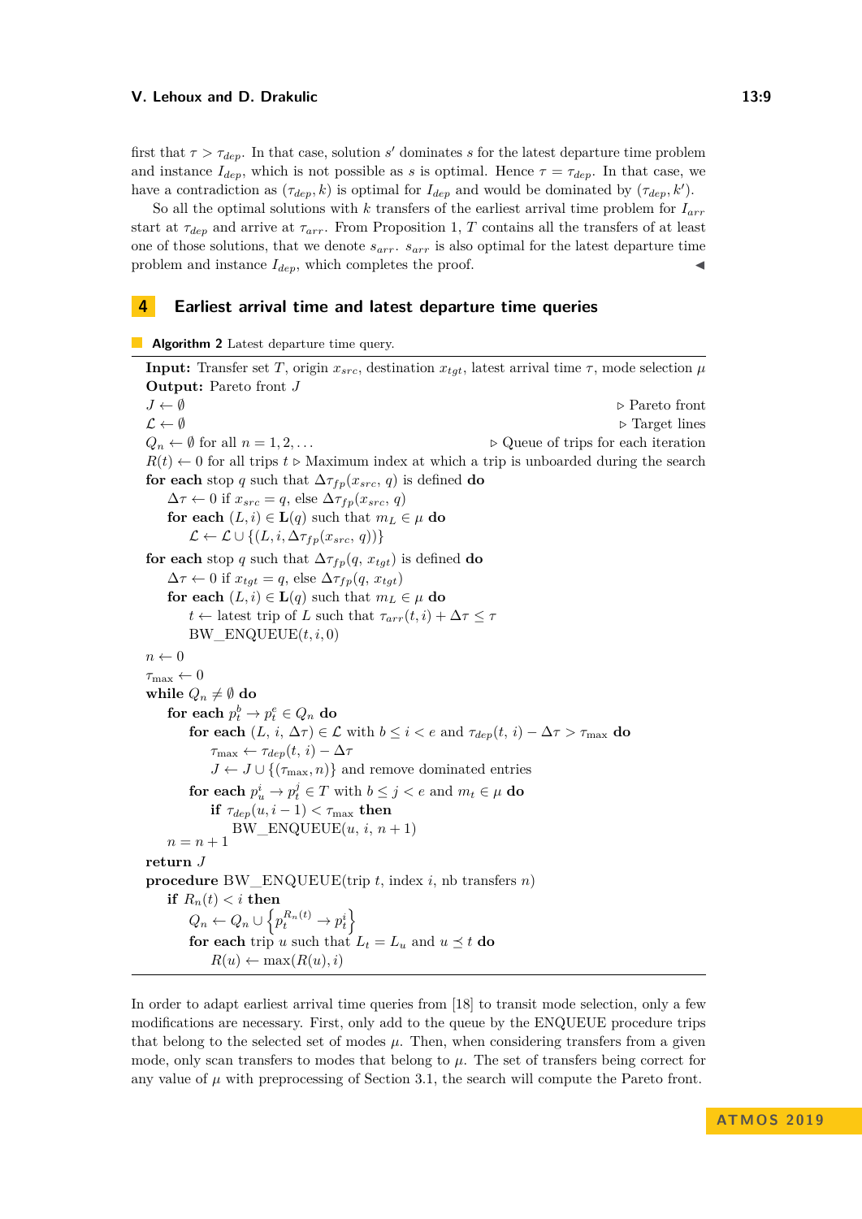first that $\tau > \tau_{dep}$. In that case, solution $s'$ dominates $s$ for the latest departure time problem and instance $I_{dep}$, which is not possible as $s$ is optimal. Hence $\tau = \tau_{dep}$. In that case, we have a contradiction as $(\tau_{dep}, k)$ is optimal for $I_{dep}$ and would be dominated by $(\tau_{dep}, k')$.

So all the optimal solutions with $k$ transfers of the earliest arrival time problem for $I_{arr}$ start at $\tau_{dep}$ and arrive at $\tau_{arr}$. From Proposition 1, $T$ contains all the transfers of at least one of those solutions, that we denote $s_{arr}$. $s_{arr}$ is also optimal for the latest departure time problem and instance $I_{dep}$, which completes the proof. ◀

## 4 Earliest arrival time and latest departure time queries

**Algorithm 2** Latest departure time query.

```
Input: Transfer set T, origin x_src, destination x_tgt, latest arrival time τ, mode selection μ
Output: Pareto front J
J ← ∅                                                              ▷ Pareto front
ℒ ← ∅                                                              ▷ Target lines
Q_n ← ∅ for all n = 1, 2, ...                        ▷ Queue of trips for each iteration
R(t) ← 0 for all trips t ▷ Maximum index at which a trip is unboarded during the search
for each stop q such that Δτ_fp(x_src, q) is defined do
    Δτ ← 0 if x_src = q, else Δτ_fp(x_src, q)
    for each (L, i) ∈ L(q) such that m_L ∈ μ do
        ℒ ← ℒ ∪ {(L, i, Δτ_fp(x_src, q))}
for each stop q such that Δτ_fp(q, x_tgt) is defined do
    Δτ ← 0 if x_tgt = q, else Δτ_fp(q, x_tgt)
    for each (L, i) ∈ L(q) such that m_L ∈ μ do
        t ← latest trip of L such that τ_arr(t, i) + Δτ ≤ τ
        BW_ENQUEUE(t, i, 0)
n ← 0
τ_max ← 0
while Q_n ≠ ∅ do
    for each p_t^b → p_t^e ∈ Q_n do
        for each (L, i, Δτ) ∈ ℒ with b ≤ i < e and τ_dep(t, i) − Δτ > τ_max do
            τ_max ← τ_dep(t, i) − Δτ
            J ← J ∪ {(τ_max, n)} and remove dominated entries
        for each p_u^i → p_t^j ∈ T with b ≤ j < e and m_t ∈ μ do
            if τ_dep(u, i − 1) < τ_max then
                BW_ENQUEUE(u, i, n + 1)
    n = n + 1
return J
procedure BW_ENQUEUE(trip t, index i, nb transfers n)
    if R_n(t) < i then
        Q_n ← Q_n ∪ {p_t^{R_n(t)} → p_t^i}
        for each trip u such that L_t = L_u and u ⪯ t do
            R(u) ← max(R(u), i)
```

In order to adapt earliest arrival time queries from [18] to transit mode selection, only a few modifications are necessary. First, only add to the queue by the ENQUEUE procedure trips that belong to the selected set of modes $\mu$. Then, when considering transfers from a given mode, only scan transfers to modes that belong to $\mu$. The set of transfers being correct for any value of $\mu$ with preprocessing of Section 3.1, the search will compute the Pareto front.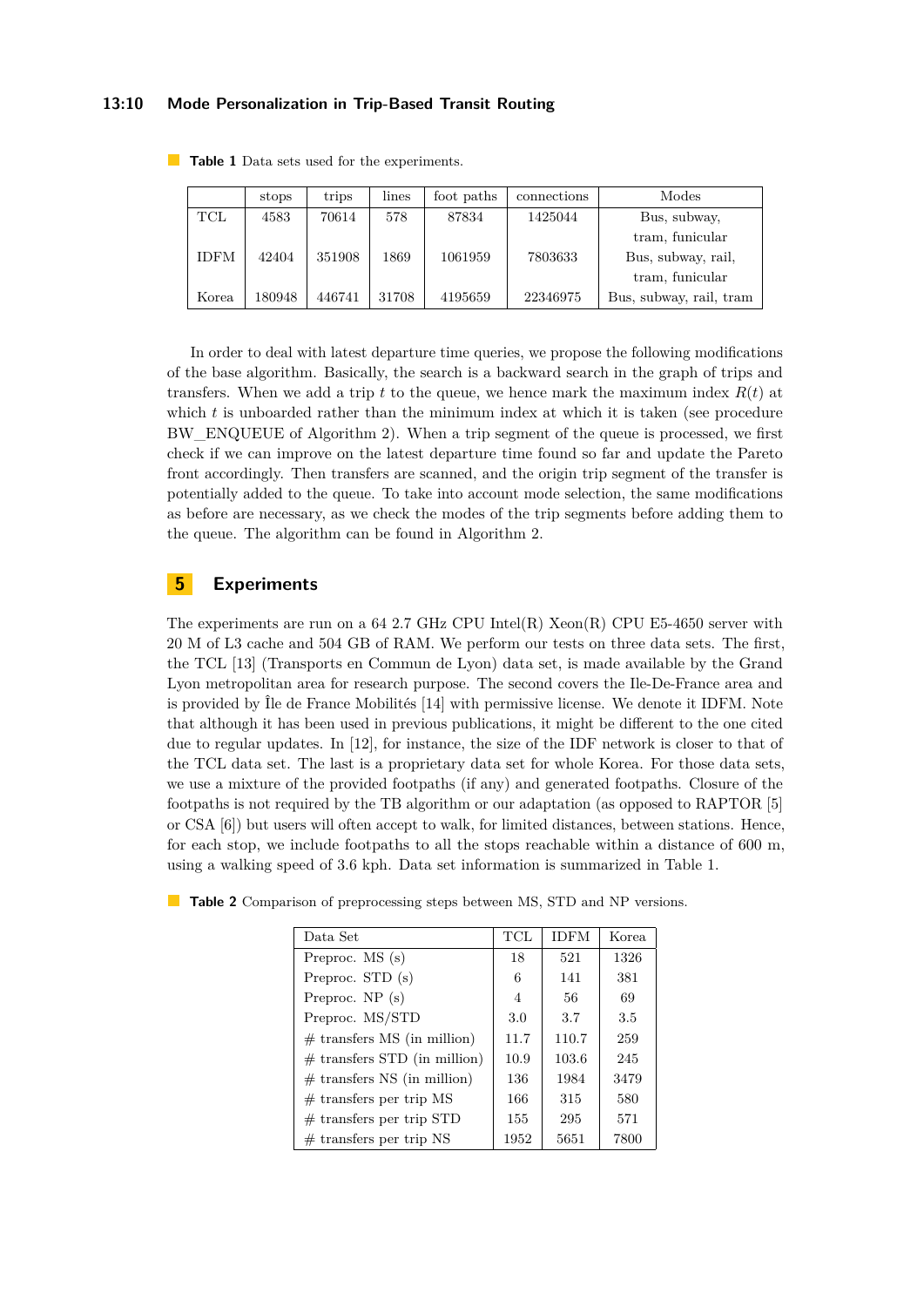**Table 1** Data sets used for the experiments.

| | stops | trips | lines | foot paths | connections | Modes |
|---|---|---|---|---|---|---|
| TCL | 4583 | 70614 | 578 | 87834 | 1425044 | Bus, subway, tram, funicular |
| IDFM | 42404 | 351908 | 1869 | 1061959 | 7803633 | Bus, subway, rail, tram, funicular |
| Korea | 180948 | 446741 | 31708 | 4195659 | 22346975 | Bus, subway, rail, tram |

In order to deal with latest departure time queries, we propose the following modifications of the base algorithm. Basically, the search is a backward search in the graph of trips and transfers. When we add a trip $t$ to the queue, we hence mark the maximum index $R(t)$ at which $t$ is unboarded rather than the minimum index at which it is taken (see procedure BW_ENQUEUE of Algorithm 2). When a trip segment of the queue is processed, we first check if we can improve on the latest departure time found so far and update the Pareto front accordingly. Then transfers are scanned, and the origin trip segment of the transfer is potentially added to the queue. To take into account mode selection, the same modifications as before are necessary, as we check the modes of the trip segments before adding them to the queue. The algorithm can be found in Algorithm 2.

## 5 Experiments

The experiments are run on a 64 2.7 GHz CPU Intel(R) Xeon(R) CPU E5-4650 server with 20 M of L3 cache and 504 GB of RAM. We perform our tests on three data sets. The first, the TCL [13] (Transports en Commun de Lyon) data set, is made available by the Grand Lyon metropolitan area for research purpose. The second covers the Ile-De-France area and is provided by Île de France Mobilités [14] with permissive license. We denote it IDFM. Note that although it has been used in previous publications, it might be different to the one cited due to regular updates. In [12], for instance, the size of the IDF network is closer to that of the TCL data set. The last is a proprietary data set for whole Korea. For those data sets, we use a mixture of the provided footpaths (if any) and generated footpaths. Closure of the footpaths is not required by the TB algorithm or our adaptation (as opposed to RAPTOR [5] or CSA [6]) but users will often accept to walk, for limited distances, between stations. Hence, for each stop, we include footpaths to all the stops reachable within a distance of 600 m, using a walking speed of 3.6 kph. Data set information is summarized in Table 1.

**Table 2** Comparison of preprocessing steps between MS, STD and NP versions.

| Data Set | TCL | IDFM | Korea |
|---|---|---|---|
| Preproc. MS (s) | 18 | 521 | 1326 |
| Preproc. STD (s) | 6 | 141 | 381 |
| Preproc. NP (s) | 4 | 56 | 69 |
| Preproc. MS/STD | 3.0 | 3.7 | 3.5 |
| # transfers MS (in million) | 11.7 | 110.7 | 259 |
| # transfers STD (in million) | 10.9 | 103.6 | 245 |
| # transfers NS (in million) | 136 | 1984 | 3479 |
| # transfers per trip MS | 166 | 315 | 580 |
| # transfers per trip STD | 155 | 295 | 571 |
| # transfers per trip NS | 1952 | 5651 | 7800 |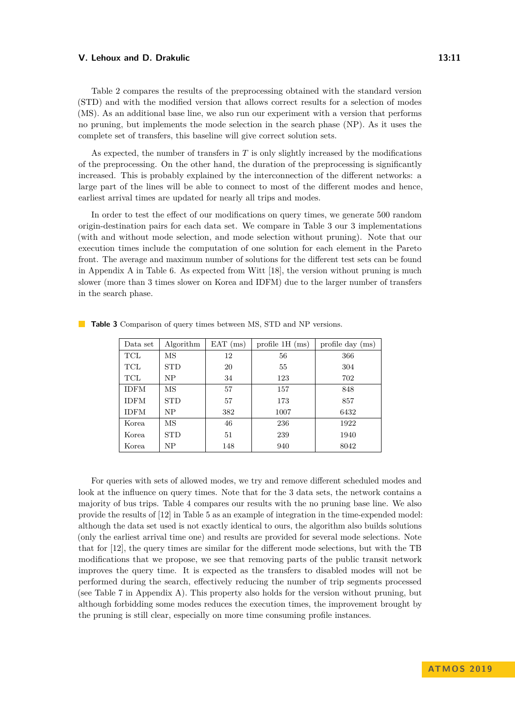Table 2 compares the results of the preprocessing obtained with the standard version (STD) and with the modified version that allows correct results for a selection of modes (MS). As an additional base line, we also run our experiment with a version that performs no pruning, but implements the mode selection in the search phase (NP). As it uses the complete set of transfers, this baseline will give correct solution sets.

As expected, the number of transfers in $T$ is only slightly increased by the modifications of the preprocessing. On the other hand, the duration of the preprocessing is significantly increased. This is probably explained by the interconnection of the different networks: a large part of the lines will be able to connect to most of the different modes and hence, earliest arrival times are updated for nearly all trips and modes.

In order to test the effect of our modifications on query times, we generate 500 random origin-destination pairs for each data set. We compare in Table 3 our 3 implementations (with and without mode selection, and mode selection without pruning). Note that our execution times include the computation of one solution for each element in the Pareto front. The average and maximum number of solutions for the different test sets can be found in Appendix A in Table 6. As expected from Witt [18], the version without pruning is much slower (more than 3 times slower on Korea and IDFM) due to the larger number of transfers in the search phase.

**Table 3** Comparison of query times between MS, STD and NP versions.

| Data set | Algorithm | EAT (ms) | profile 1H (ms) | profile day (ms) |
|---|---|---|---|---|
| TCL | MS | 12 | 56 | 366 |
| TCL | STD | 20 | 55 | 304 |
| TCL | NP | 34 | 123 | 702 |
| IDFM | MS | 57 | 157 | 848 |
| IDFM | STD | 57 | 173 | 857 |
| IDFM | NP | 382 | 1007 | 6432 |
| Korea | MS | 46 | 236 | 1922 |
| Korea | STD | 51 | 239 | 1940 |
| Korea | NP | 148 | 940 | 8042 |

For queries with sets of allowed modes, we try and remove different scheduled modes and look at the influence on query times. Note that for the 3 data sets, the network contains a majority of bus trips. Table 4 compares our results with the no pruning base line. We also provide the results of [12] in Table 5 as an example of integration in the time-expended model: although the data set used is not exactly identical to ours, the algorithm also builds solutions (only the earliest arrival time one) and results are provided for several mode selections. Note that for [12], the query times are similar for the different mode selections, but with the TB modifications that we propose, we see that removing parts of the public transit network improves the query time. It is expected as the transfers to disabled modes will not be performed during the search, effectively reducing the number of trip segments processed (see Table 7 in Appendix A). This property also holds for the version without pruning, but although forbidding some modes reduces the execution times, the improvement brought by the pruning is still clear, especially on more time consuming profile instances.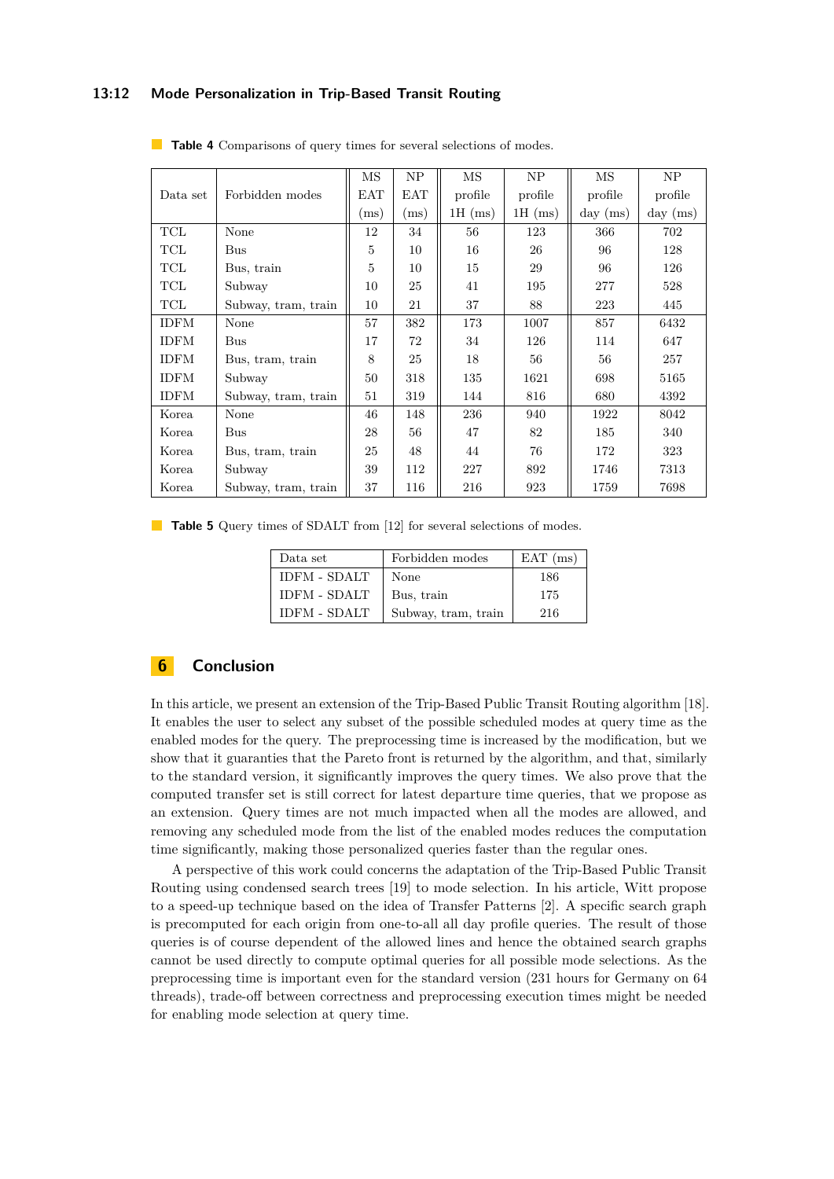**Table 4** Comparisons of query times for several selections of modes.

| Data set | Forbidden modes | MS EAT (ms) | NP EAT (ms) | MS profile 1H (ms) | NP profile 1H (ms) | MS profile day (ms) | NP profile day (ms) |
|---|---|---|---|---|---|---|---|
| TCL | None | 12 | 34 | 56 | 123 | 366 | 702 |
| TCL | Bus | 5 | 10 | 16 | 26 | 96 | 128 |
| TCL | Bus, train | 5 | 10 | 15 | 29 | 96 | 126 |
| TCL | Subway | 10 | 25 | 41 | 195 | 277 | 528 |
| TCL | Subway, tram, train | 10 | 21 | 37 | 88 | 223 | 445 |
| IDFM | None | 57 | 382 | 173 | 1007 | 857 | 6432 |
| IDFM | Bus | 17 | 72 | 34 | 126 | 114 | 647 |
| IDFM | Bus, tram, train | 8 | 25 | 18 | 56 | 56 | 257 |
| IDFM | Subway | 50 | 318 | 135 | 1621 | 698 | 5165 |
| IDFM | Subway, tram, train | 51 | 319 | 144 | 816 | 680 | 4392 |
| Korea | None | 46 | 148 | 236 | 940 | 1922 | 8042 |
| Korea | Bus | 28 | 56 | 47 | 82 | 185 | 340 |
| Korea | Bus, tram, train | 25 | 48 | 44 | 76 | 172 | 323 |
| Korea | Subway | 39 | 112 | 227 | 892 | 1746 | 7313 |
| Korea | Subway, tram, train | 37 | 116 | 216 | 923 | 1759 | 7698 |

**Table 5** Query times of SDALT from [12] for several selections of modes.

| Data set | Forbidden modes | EAT (ms) |
|---|---|---|
| IDFM - SDALT | None | 186 |
| IDFM - SDALT | Bus, train | 175 |
| IDFM - SDALT | Subway, tram, train | 216 |

## 6 Conclusion

In this article, we present an extension of the Trip-Based Public Transit Routing algorithm [18]. It enables the user to select any subset of the possible scheduled modes at query time as the enabled modes for the query. The preprocessing time is increased by the modification, but we show that it guaranties that the Pareto front is returned by the algorithm, and that, similarly to the standard version, it significantly improves the query times. We also prove that the computed transfer set is still correct for latest departure time queries, that we propose as an extension. Query times are not much impacted when all the modes are allowed, and removing any scheduled mode from the list of the enabled modes reduces the computation time significantly, making those personalized queries faster than the regular ones.

A perspective of this work could concerns the adaptation of the Trip-Based Public Transit Routing using condensed search trees [19] to mode selection. In his article, Witt propose to a speed-up technique based on the idea of Transfer Patterns [2]. A specific search graph is precomputed for each origin from one-to-all all day profile queries. The result of those queries is of course dependent of the allowed lines and hence the obtained search graphs cannot be used directly to compute optimal queries for all possible mode selections. As the preprocessing time is important even for the standard version (231 hours for Germany on 64 threads), trade-off between correctness and preprocessing execution times might be needed for enabling mode selection at query time.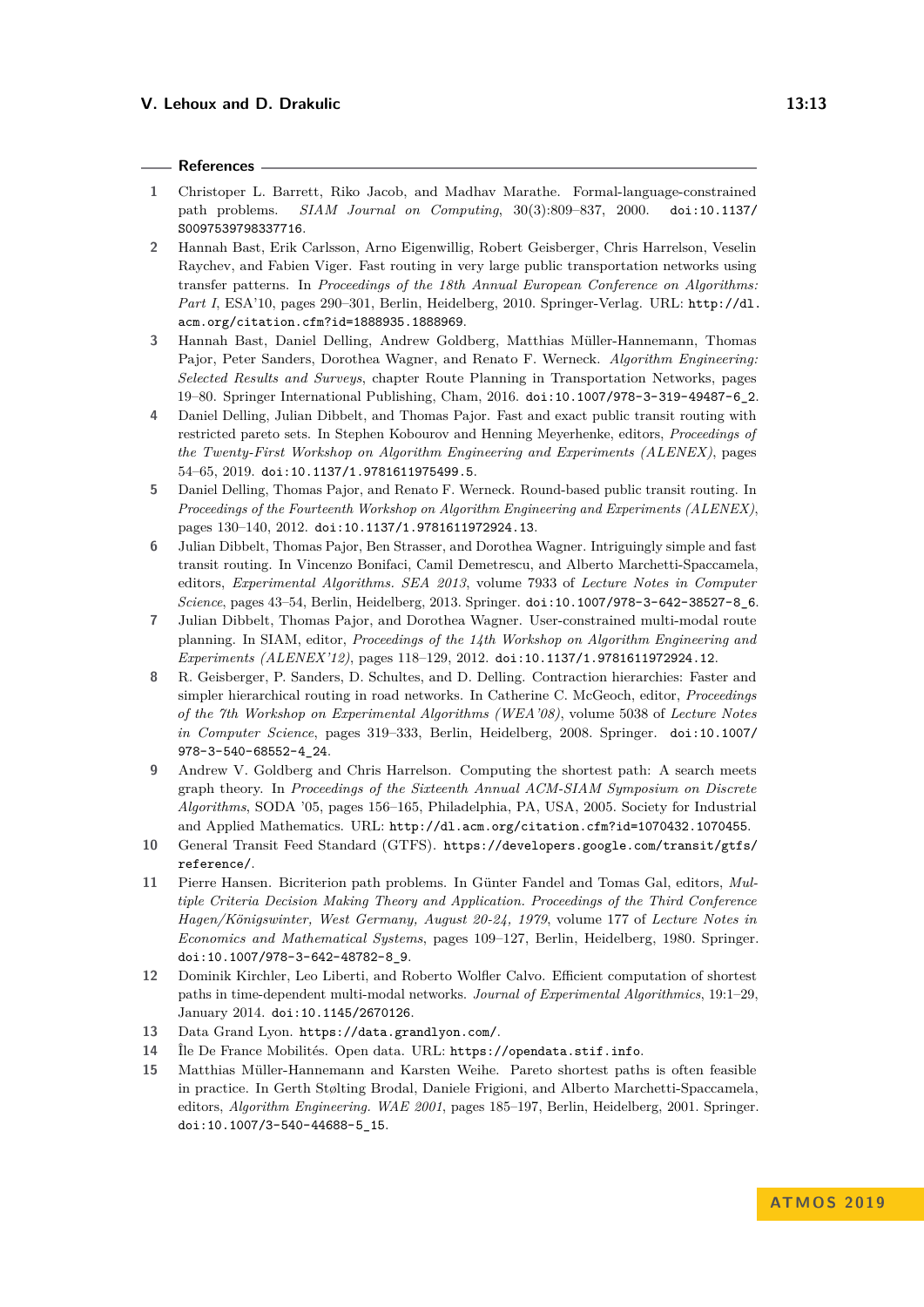## References

1. Christopher L. Barrett, Riko Jacob, and Madhav Marathe. Formal-language-constrained path problems. *SIAM Journal on Computing*, 30(3):809–837, 2000. doi:10.1137/S0097539798337716.
2. Hannah Bast, Erik Carlsson, Arno Eigenwillig, Robert Geisberger, Chris Harrelson, Veselin Raychev, and Fabien Viger. Fast routing in very large public transportation networks using transfer patterns. In *Proceedings of the 18th Annual European Conference on Algorithms: Part I*, ESA'10, pages 290–301, Berlin, Heidelberg, 2010. Springer-Verlag. URL: http://dl.acm.org/citation.cfm?id=1888935.1888969.
3. Hannah Bast, Daniel Delling, Andrew Goldberg, Matthias Müller-Hannemann, Thomas Pajor, Peter Sanders, Dorothea Wagner, and Renato F. Werneck. *Algorithm Engineering: Selected Results and Surveys*, chapter Route Planning in Transportation Networks, pages 19–80. Springer International Publishing, Cham, 2016. doi:10.1007/978-3-319-49487-6_2.
4. Daniel Delling, Julian Dibbelt, and Thomas Pajor. Fast and exact public transit routing with restricted pareto sets. In Stephen Kobourov and Henning Meyerhenke, editors, *Proceedings of the Twenty-First Workshop on Algorithm Engineering and Experiments (ALENEX)*, pages 54–65, 2019. doi:10.1137/1.9781611975499.5.
5. Daniel Delling, Thomas Pajor, and Renato F. Werneck. Round-based public transit routing. In *Proceedings of the Fourteenth Workshop on Algorithm Engineering and Experiments (ALENEX)*, pages 130–140, 2012. doi:10.1137/1.9781611972924.13.
6. Julian Dibbelt, Thomas Pajor, Ben Strasser, and Dorothea Wagner. Intriguingly simple and fast transit routing. In Vincenzo Bonifaci, Camil Demetrescu, and Alberto Marchetti-Spaccamela, editors, *Experimental Algorithms. SEA 2013*, volume 7933 of *Lecture Notes in Computer Science*, pages 43–54, Berlin, Heidelberg, 2013. Springer. doi:10.1007/978-3-642-38527-8_6.
7. Julian Dibbelt, Thomas Pajor, and Dorothea Wagner. User-constrained multi-modal route planning. In SIAM, editor, *Proceedings of the 14th Workshop on Algorithm Engineering and Experiments (ALENEX'12)*, pages 118–129, 2012. doi:10.1137/1.9781611972924.12.
8. R. Geisberger, P. Sanders, D. Schultes, and D. Delling. Contraction hierarchies: Faster and simpler hierarchical routing in road networks. In Catherine C. McGeoch, editor, *Proceedings of the 7th Workshop on Experimental Algorithms (WEA'08)*, volume 5038 of *Lecture Notes in Computer Science*, pages 319–333, Berlin, Heidelberg, 2008. Springer. doi:10.1007/978-3-540-68552-4_24.
9. Andrew V. Goldberg and Chris Harrelson. Computing the shortest path: A search meets graph theory. In *Proceedings of the Sixteenth Annual ACM-SIAM Symposium on Discrete Algorithms*, SODA '05, pages 156–165, Philadelphia, PA, USA, 2005. Society for Industrial and Applied Mathematics. URL: http://dl.acm.org/citation.cfm?id=1070432.1070455.
10. General Transit Feed Standard (GTFS). https://developers.google.com/transit/gtfs/reference/.
11. Pierre Hansen. Bicriterion path problems. In Günter Fandel and Tomas Gal, editors, *Multiple Criteria Decision Making Theory and Application. Proceedings of the Third Conference Hagen/Königswinter, West Germany, August 20-24, 1979*, volume 177 of *Lecture Notes in Economics and Mathematical Systems*, pages 109–127, Berlin, Heidelberg, 1980. Springer. doi:10.1007/978-3-642-48782-8_9.
12. Dominik Kirchler, Leo Liberti, and Roberto Wolfler Calvo. Efficient computation of shortest paths in time-dependent multi-modal networks. *Journal of Experimental Algorithmics*, 19:1–29, January 2014. doi:10.1145/2670126.
13. Data Grand Lyon. https://data.grandlyon.com/.
14. Île De France Mobilités. Open data. URL: https://opendata.stif.info.
15. Matthias Müller-Hannemann and Karsten Weihe. Pareto shortest paths is often feasible in practice. In Gerth Stølting Brodal, Daniele Frigioni, and Alberto Marchetti-Spaccamela, editors, *Algorithm Engineering. WAE 2001*, pages 185–197, Berlin, Heidelberg, 2001. Springer. doi:10.1007/3-540-44688-5_15.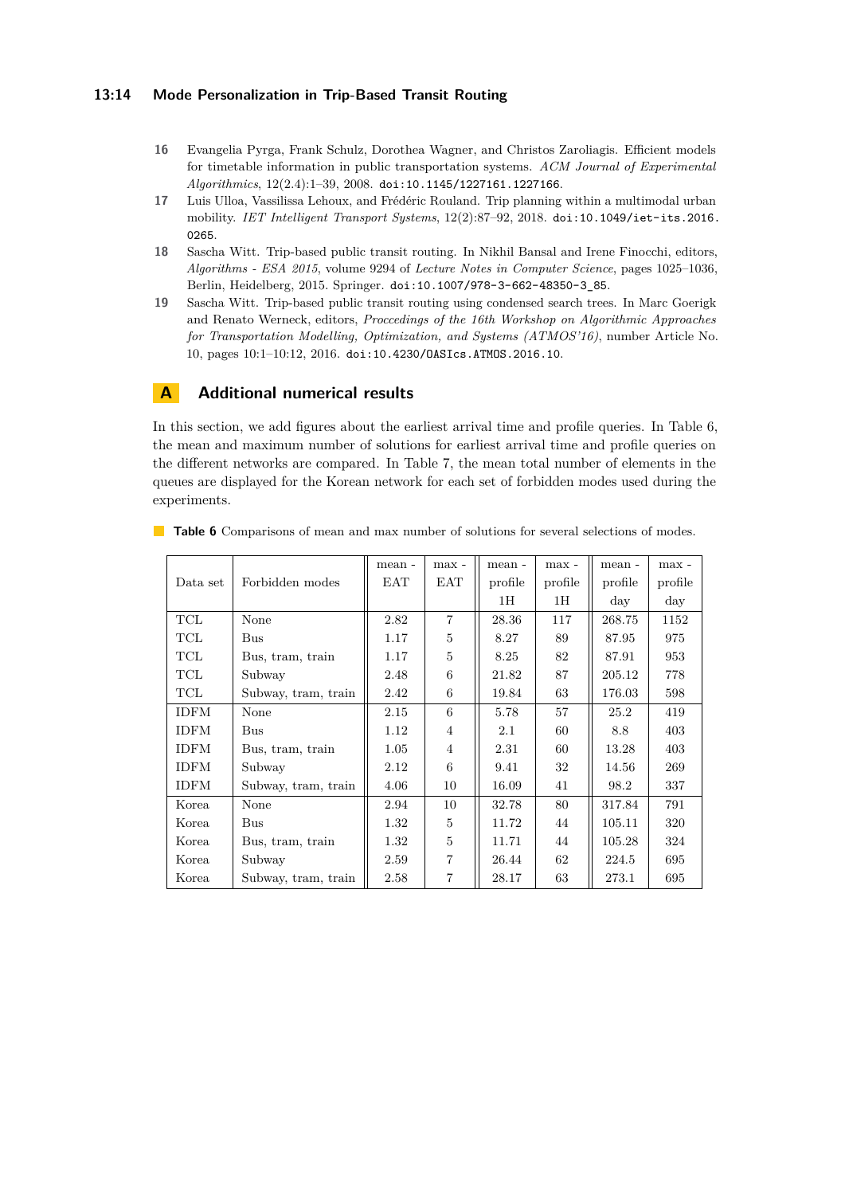16 Evangelia Pyrga, Frank Schulz, Dorothea Wagner, and Christos Zaroliagis. Efficient models for timetable information in public transportation systems. *ACM Journal of Experimental Algorithmics*, 12(2.4):1–39, 2008. doi:10.1145/1227161.1227166.

17 Luis Ulloa, Vassilissa Lehoux, and Frédéric Rouland. Trip planning within a multimodal urban mobility. *IET Intelligent Transport Systems*, 12(2):87–92, 2018. doi:10.1049/iet-its.2016.0265.

18 Sascha Witt. Trip-based public transit routing. In Nikhil Bansal and Irene Finocchi, editors, *Algorithms - ESA 2015*, volume 9294 of *Lecture Notes in Computer Science*, pages 1025–1036, Berlin, Heidelberg, 2015. Springer. doi:10.1007/978-3-662-48350-3_85.

19 Sascha Witt. Trip-based public transit routing using condensed search trees. In Marc Goerigk and Renato Werneck, editors, *Proccedings of the 16th Workshop on Algorithmic Approaches for Transportation Modelling, Optimization, and Systems (ATMOS'16)*, number Article No. 10, pages 10:1–10:12, 2016. doi:10.4230/OASIcs.ATMOS.2016.10.

# A Additional numerical results

In this section, we add figures about the earliest arrival time and profile queries. In Table 6, the mean and maximum number of solutions for earliest arrival time and profile queries on the different networks are compared. In Table 7, the mean total number of elements in the queues are displayed for the Korean network for each set of forbidden modes used during the experiments.

**Table 6** Comparisons of mean and max number of solutions for several selections of modes.

| Data set | Forbidden modes | mean - EAT | max - EAT | mean - profile 1H | max - profile 1H | mean - profile day | max - profile day |
|---|---|---|---|---|---|---|---|
| TCL | None | 2.82 | 7 | 28.36 | 117 | 268.75 | 1152 |
| TCL | Bus | 1.17 | 5 | 8.27 | 89 | 87.95 | 975 |
| TCL | Bus, tram, train | 1.17 | 5 | 8.25 | 82 | 87.91 | 953 |
| TCL | Subway | 2.48 | 6 | 21.82 | 87 | 205.12 | 778 |
| TCL | Subway, tram, train | 2.42 | 6 | 19.84 | 63 | 176.03 | 598 |
| IDFM | None | 2.15 | 6 | 5.78 | 57 | 25.2 | 419 |
| IDFM | Bus | 1.12 | 4 | 2.1 | 60 | 8.8 | 403 |
| IDFM | Bus, tram, train | 1.05 | 4 | 2.31 | 60 | 13.28 | 403 |
| IDFM | Subway | 2.12 | 6 | 9.41 | 32 | 14.56 | 269 |
| IDFM | Subway, tram, train | 4.06 | 10 | 16.09 | 41 | 98.2 | 337 |
| Korea | None | 2.94 | 10 | 32.78 | 80 | 317.84 | 791 |
| Korea | Bus | 1.32 | 5 | 11.72 | 44 | 105.11 | 320 |
| Korea | Bus, tram, train | 1.32 | 5 | 11.71 | 44 | 105.28 | 324 |
| Korea | Subway | 2.59 | 7 | 26.44 | 62 | 224.5 | 695 |
| Korea | Subway, tram, train | 2.58 | 7 | 28.17 | 63 | 273.1 | 695 |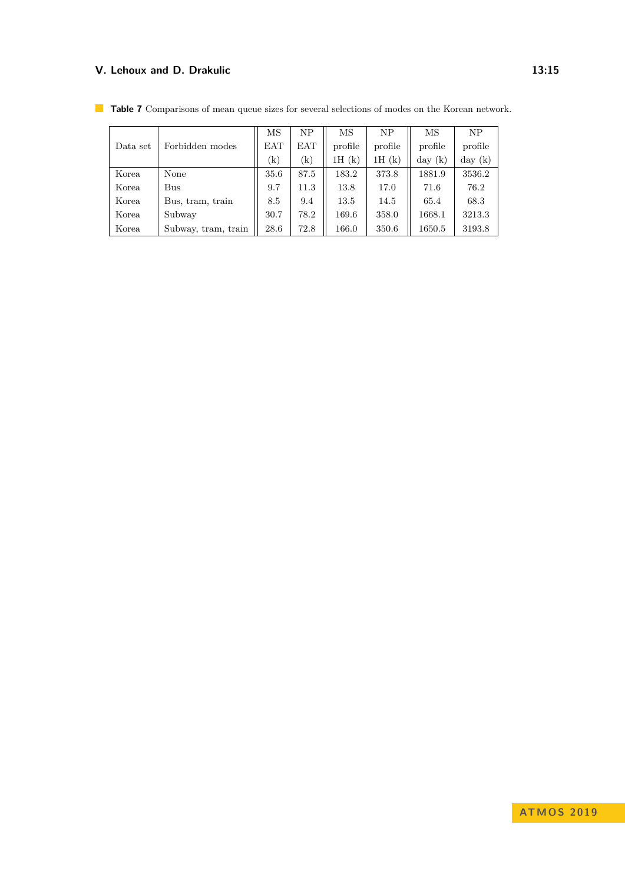**Table 7** Comparisons of mean queue sizes for several selections of modes on the Korean network.

| Data set | Forbidden modes | MS EAT (k) | NP EAT (k) | MS profile 1H (k) | NP profile 1H (k) | MS profile day (k) | NP profile day (k) |
|---|---|---|---|---|---|---|---|
| Korea | None | 35.6 | 87.5 | 183.2 | 373.8 | 1881.9 | 3536.2 |
| Korea | Bus | 9.7 | 11.3 | 13.8 | 17.0 | 71.6 | 76.2 |
| Korea | Bus, tram, train | 8.5 | 9.4 | 13.5 | 14.5 | 65.4 | 68.3 |
| Korea | Subway | 30.7 | 78.2 | 169.6 | 358.0 | 1668.1 | 3213.3 |
| Korea | Subway, tram, train | 28.6 | 72.8 | 166.0 | 350.6 | 1650.5 | 3193.8 |